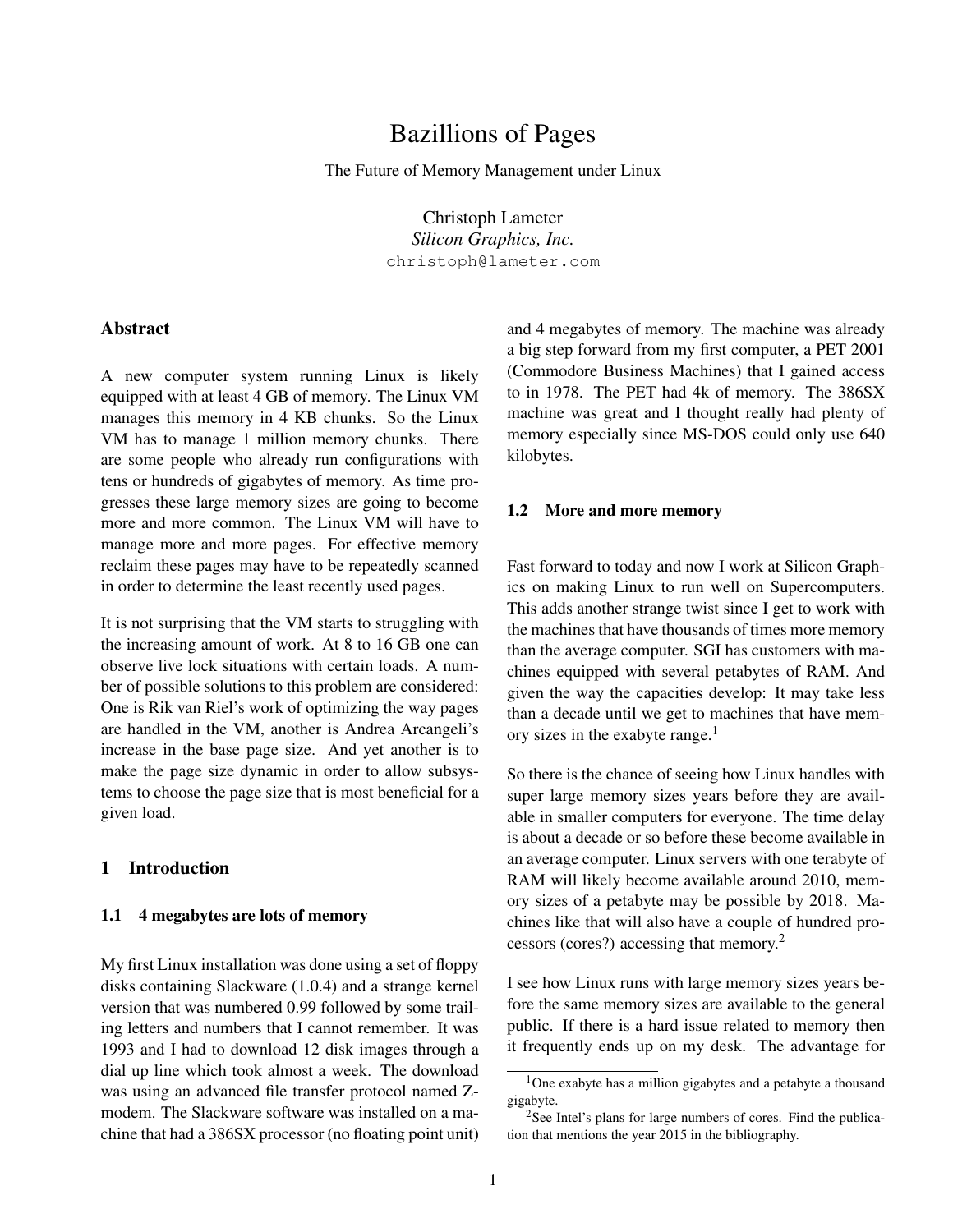# Bazillions of Pages

The Future of Memory Management under Linux

Christoph Lameter
*Silicon Graphics, Inc.*
christoph@lameter.com

## Abstract

A new computer system running Linux is likely equipped with at least 4 GB of memory. The Linux VM manages this memory in 4 KB chunks. So the Linux VM has to manage 1 million memory chunks. There are some people who already run configurations with tens or hundreds of gigabytes of memory. As time progresses these large memory sizes are going to become more and more common. The Linux VM will have to manage more and more pages. For effective memory reclaim these pages may have to be repeatedly scanned in order to determine the least recently used pages.

It is not surprising that the VM starts to struggling with the increasing amount of work. At 8 to 16 GB one can observe live lock situations with certain loads. A number of possible solutions to this problem are considered: One is Rik van Riel's work of optimizing the way pages are handled in the VM, another is Andrea Arcangeli's increase in the base page size. And yet another is to make the page size dynamic in order to allow subsystems to choose the page size that is most beneficial for a given load.

## 1 Introduction

### 1.1 4 megabytes are lots of memory

My first Linux installation was done using a set of floppy disks containing Slackware (1.0.4) and a strange kernel version that was numbered 0.99 followed by some trailing letters and numbers that I cannot remember. It was 1993 and I had to download 12 disk images through a dial up line which took almost a week. The download was using an advanced file transfer protocol named Z-modem. The Slackware software was installed on a machine that had a 386SX processor (no floating point unit) and 4 megabytes of memory. The machine was already a big step forward from my first computer, a PET 2001 (Commodore Business Machines) that I gained access to in 1978. The PET had 4k of memory. The 386SX machine was great and I thought really had plenty of memory especially since MS-DOS could only use 640 kilobytes.

### 1.2 More and more memory

Fast forward to today and now I work at Silicon Graphics on making Linux to run well on Supercomputers. This adds another strange twist since I get to work with the machines that have thousands of times more memory than the average computer. SGI has customers with machines equipped with several petabytes of RAM. And given the way the capacities develop: It may take less than a decade until we get to machines that have memory sizes in the exabyte range.[1]

So there is the chance of seeing how Linux handles with super large memory sizes years before they are available in smaller computers for everyone. The time delay is about a decade or so before these become available in an average computer. Linux servers with one terabyte of RAM will likely become available around 2010, memory sizes of a petabyte may be possible by 2018. Machines like that will also have a couple of hundred processors (cores?) accessing that memory.[2]

I see how Linux runs with large memory sizes years before the same memory sizes are available to the general public. If there is a hard issue related to memory then it frequently ends up on my desk. The advantage for

[1] One exabyte has a million gigabytes and a petabyte a thousand gigabyte.

[2] See Intel's plans for large numbers of cores. Find the publication that mentions the year 2015 in the bibliography.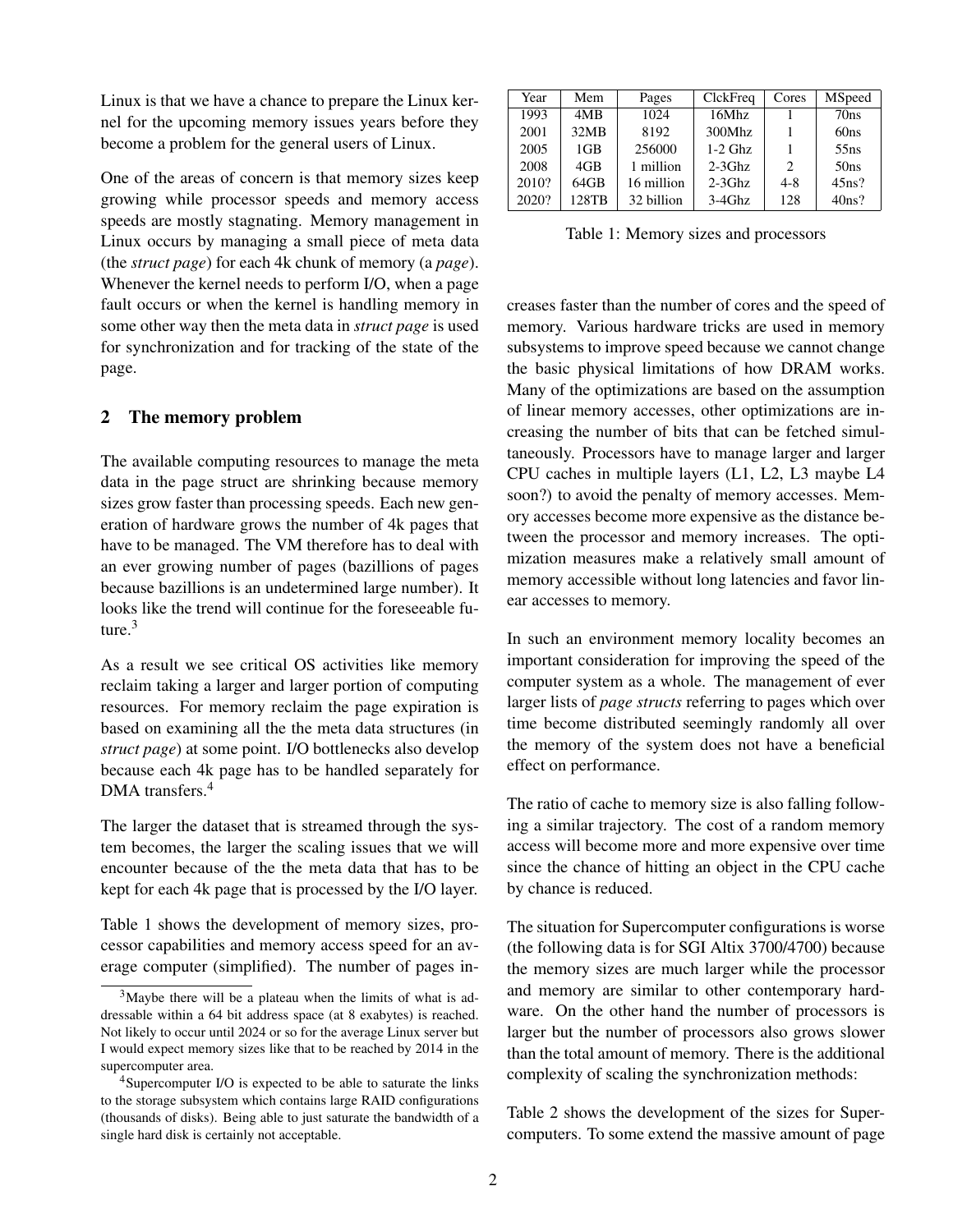Linux is that we have a chance to prepare the Linux kernel for the upcoming memory issues years before they become a problem for the general users of Linux.

One of the areas of concern is that memory sizes keep growing while processor speeds and memory access speeds are mostly stagnating. Memory management in Linux occurs by managing a small piece of meta data (the *struct page*) for each 4k chunk of memory (a *page*). Whenever the kernel needs to perform I/O, when a page fault occurs or when the kernel is handling memory in some other way then the meta data in *struct page* is used for synchronization and for tracking of the state of the page.

## 2 The memory problem

The available computing resources to manage the meta data in the page struct are shrinking because memory sizes grow faster than processing speeds. Each new generation of hardware grows the number of 4k pages that have to be managed. The VM therefore has to deal with an ever growing number of pages (bazillions of pages because bazillions is an undetermined large number). It looks like the trend will continue for the foreseeable future.[3]

As a result we see critical OS activities like memory reclaim taking a larger and larger portion of computing resources. For memory reclaim the page expiration is based on examining all the the meta data structures (in *struct page*) at some point. I/O bottlenecks also develop because each 4k page has to be handled separately for DMA transfers.[4]

The larger the dataset that is streamed through the system becomes, the larger the scaling issues that we will encounter because of the the meta data that has to be kept for each 4k page that is processed by the I/O layer.

Table 1 shows the development of memory sizes, processor capabilities and memory access speed for an average computer (simplified). The number of pages increases faster than the number of cores and the speed of memory. Various hardware tricks are used in memory subsystems to improve speed because we cannot change the basic physical limitations of how DRAM works. Many of the optimizations are based on the assumption of linear memory accesses, other optimizations are increasing the number of bits that can be fetched simultaneously. Processors have to manage larger and larger CPU caches in multiple layers (L1, L2, L3 maybe L4 soon?) to avoid the penalty of memory accesses. Memory accesses become more expensive as the distance between the processor and memory increases. The optimization measures make a relatively small amount of memory accessible without long latencies and favor linear accesses to memory.

| Year | Mem | Pages | ClckFreq | Cores | MSpeed |
|---|---|---|---|---|---|
| 1993 | 4MB | 1024 | 16Mhz | 1 | 70ns |
| 2001 | 32MB | 8192 | 300Mhz | 1 | 60ns |
| 2005 | 1GB | 256000 | 1-2 Ghz | 1 | 55ns |
| 2008 | 4GB | 1 million | 2-3Ghz | 2 | 50ns |
| 2010? | 64GB | 16 million | 2-3Ghz | 4-8 | 45ns? |
| 2020? | 128TB | 32 billion | 3-4Ghz | 128 | 40ns? |

Table 1: Memory sizes and processors

In such an environment memory locality becomes an important consideration for improving the speed of the computer system as a whole. The management of ever larger lists of *page structs* referring to pages which over time become distributed seemingly randomly all over the memory of the system does not have a beneficial effect on performance.

The ratio of cache to memory size is also falling following a similar trajectory. The cost of a random memory access will become more and more expensive over time since the chance of hitting an object in the CPU cache by chance is reduced.

The situation for Supercomputer configurations is worse (the following data is for SGI Altix 3700/4700) because the memory sizes are much larger while the processor and memory are similar to other contemporary hardware. On the other hand the number of processors is larger but the number of processors also grows slower than the total amount of memory. There is the additional complexity of scaling the synchronization methods:

Table 2 shows the development of the sizes for Supercomputers. To some extend the massive amount of page

[3] Maybe there will be a plateau when the limits of what is addressable within a 64 bit address space (at 8 exabytes) is reached. Not likely to occur until 2024 or so for the average Linux server but I would expect memory sizes like that to be reached by 2014 in the supercomputer area.

[4] Supercomputer I/O is expected to be able to saturate the links to the storage subsystem which contains large RAID configurations (thousands of disks). Being able to just saturate the bandwidth of a single hard disk is certainly not acceptable.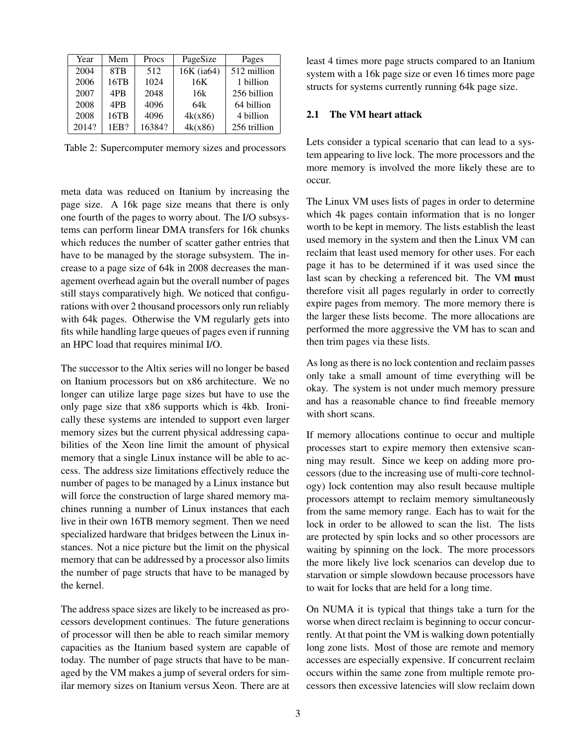| Year | Mem | Procs | PageSize | Pages |
|---|---|---|---|---|
| 2004 | 8TB | 512 | 16K (ia64) | 512 million |
| 2006 | 16TB | 1024 | 16K | 1 billion |
| 2007 | 4PB | 2048 | 16k | 256 billion |
| 2008 | 4PB | 4096 | 64k | 64 billion |
| 2008 | 16TB | 4096 | 4k(x86) | 4 billion |
| 2014? | 1EB? | 16384? | 4k(x86) | 256 trillion |

Table 2: Supercomputer memory sizes and processors

meta data was reduced on Itanium by increasing the page size. A 16k page size means that there is only one fourth of the pages to worry about. The I/O subsystems can perform linear DMA transfers for 16k chunks which reduces the number of scatter gather entries that have to be managed by the storage subsystem. The increase to a page size of 64k in 2008 decreases the management overhead again but the overall number of pages still stays comparatively high. We noticed that configurations with over 2 thousand processors only run reliably with 64k pages. Otherwise the VM regularly gets into fits while handling large queues of pages even if running an HPC load that requires minimal I/O.

The successor to the Altix series will no longer be based on Itanium processors but on x86 architecture. We no longer can utilize large page sizes but have to use the only page size that x86 supports which is 4kb. Ironically these systems are intended to support even larger memory sizes but the current physical addressing capabilities of the Xeon line limit the amount of physical memory that a single Linux instance will be able to access. The address size limitations effectively reduce the number of pages to be managed by a Linux instance but will force the construction of large shared memory machines running a number of Linux instances that each live in their own 16TB memory segment. Then we need specialized hardware that bridges between the Linux instances. Not a nice picture but the limit on the physical memory that can be addressed by a processor also limits the number of page structs that have to be managed by the kernel.

The address space sizes are likely to be increased as processors development continues. The future generations of processor will then be able to reach similar memory capacities as the Itanium based system are capable of today. The number of page structs that have to be managed by the VM makes a jump of several orders for similar memory sizes on Itanium versus Xeon. There are at least 4 times more page structs compared to an Itanium system with a 16k page size or even 16 times more page structs for systems currently running 64k page size.

## 2.1 The VM heart attack

Lets consider a typical scenario that can lead to a system appearing to live lock. The more processors and the more memory is involved the more likely these are to occur.

The Linux VM uses lists of pages in order to determine which 4k pages contain information that is no longer worth to be kept in memory. The lists establish the least used memory in the system and then the Linux VM can reclaim that least used memory for other uses. For each page it has to be determined if it was used since the last scan by checking a referenced bit. The VM **m**ust therefore visit all pages regularly in order to correctly expire pages from memory. The more memory there is the larger these lists become. The more allocations are performed the more aggressive the VM has to scan and then trim pages via these lists.

As long as there is no lock contention and reclaim passes only take a small amount of time everything will be okay. The system is not under much memory pressure and has a reasonable chance to find freeable memory with short scans.

If memory allocations continue to occur and multiple processes start to expire memory then extensive scanning may result. Since we keep on adding more processors (due to the increasing use of multi-core technology) lock contention may also result because multiple processors attempt to reclaim memory simultaneously from the same memory range. Each has to wait for the lock in order to be allowed to scan the list. The lists are protected by spin locks and so other processors are waiting by spinning on the lock. The more processors the more likely live lock scenarios can develop due to starvation or simple slowdown because processors have to wait for locks that are held for a long time.

On NUMA it is typical that things take a turn for the worse when direct reclaim is beginning to occur concurrently. At that point the VM is walking down potentially long zone lists. Most of those are remote and memory accesses are especially expensive. If concurrent reclaim occurs within the same zone from multiple remote processors then excessive latencies will slow reclaim down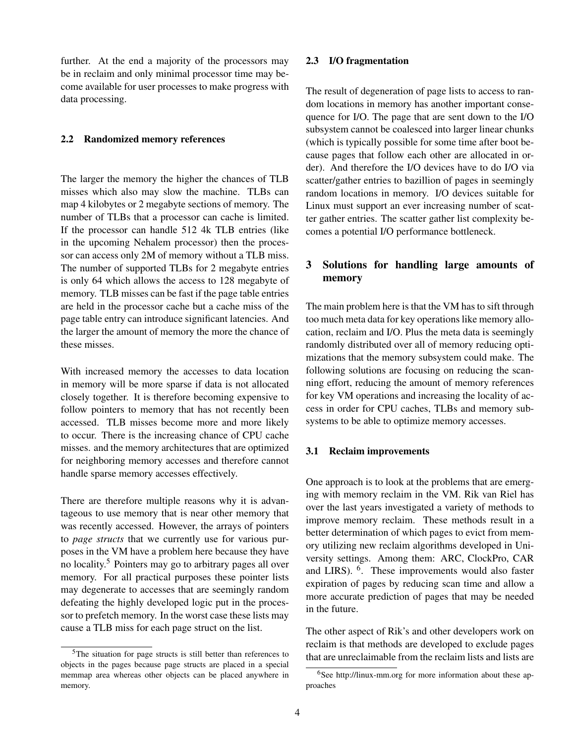further. At the end a majority of the processors may be in reclaim and only minimal processor time may become available for user processes to make progress with data processing.

### 2.2 Randomized memory references

The larger the memory the higher the chances of TLB misses which also may slow the machine. TLBs can map 4 kilobytes or 2 megabyte sections of memory. The number of TLBs that a processor can cache is limited. If the processor can handle 512 4k TLB entries (like in the upcoming Nehalem processor) then the processor can access only 2M of memory without a TLB miss. The number of supported TLBs for 2 megabyte entries is only 64 which allows the access to 128 megabyte of memory. TLB misses can be fast if the page table entries are held in the processor cache but a cache miss of the page table entry can introduce significant latencies. And the larger the amount of memory the more the chance of these misses.

With increased memory the accesses to data location in memory will be more sparse if data is not allocated closely together. It is therefore becoming expensive to follow pointers to memory that has not recently been accessed. TLB misses become more and more likely to occur. There is the increasing chance of CPU cache misses. and the memory architectures that are optimized for neighboring memory accesses and therefore cannot handle sparse memory accesses effectively.

There are therefore multiple reasons why it is advantageous to use memory that is near other memory that was recently accessed. However, the arrays of pointers to *page structs* that we currently use for various purposes in the VM have a problem here because they have no locality.[5] Pointers may go to arbitrary pages all over memory. For all practical purposes these pointer lists may degenerate to accesses that are seemingly random defeating the highly developed logic put in the processor to prefetch memory. In the worst case these lists may cause a TLB miss for each page struct on the list.

[5] The situation for page structs is still better than references to objects in the pages because page structs are placed in a special memmap area whereas other objects can be placed anywhere in memory.

### 2.3 I/O fragmentation

The result of degeneration of page lists to access to random locations in memory has another important consequence for I/O. The page that are sent down to the I/O subsystem cannot be coalesced into larger linear chunks (which is typically possible for some time after boot because pages that follow each other are allocated in order). And therefore the I/O devices have to do I/O via scatter/gather entries to bazillion of pages in seemingly random locations in memory. I/O devices suitable for Linux must support an ever increasing number of scatter gather entries. The scatter gather list complexity becomes a potential I/O performance bottleneck.

## 3 Solutions for handling large amounts of memory

The main problem here is that the VM has to sift through too much meta data for key operations like memory allocation, reclaim and I/O. Plus the meta data is seemingly randomly distributed over all of memory reducing optimizations that the memory subsystem could make. The following solutions are focusing on reducing the scanning effort, reducing the amount of memory references for key VM operations and increasing the locality of access in order for CPU caches, TLBs and memory subsystems to be able to optimize memory accesses.

### 3.1 Reclaim improvements

One approach is to look at the problems that are emerging with memory reclaim in the VM. Rik van Riel has over the last years investigated a variety of methods to improve memory reclaim. These methods result in a better determination of which pages to evict from memory utilizing new reclaim algorithms developed in University settings. Among them: ARC, ClockPro, CAR and LIRS). [6]. These improvements would also faster expiration of pages by reducing scan time and allow a more accurate prediction of pages that may be needed in the future.

The other aspect of Rik's and other developers work on reclaim is that methods are developed to exclude pages that are unreclaimable from the reclaim lists and lists are

[6] See http://linux-mm.org for more information about these approaches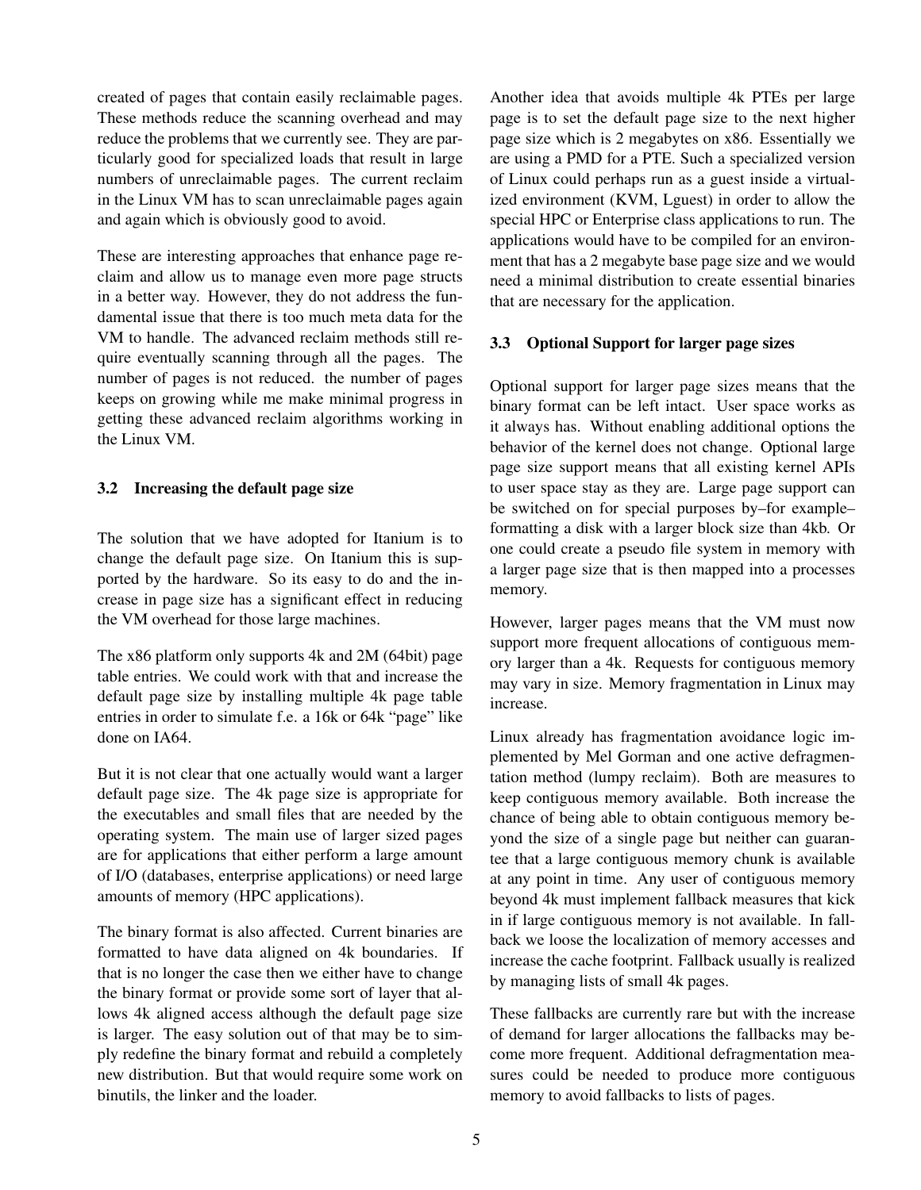created of pages that contain easily reclaimable pages. These methods reduce the scanning overhead and may reduce the problems that we currently see. They are particularly good for specialized loads that result in large numbers of unreclaimable pages. The current reclaim in the Linux VM has to scan unreclaimable pages again and again which is obviously good to avoid.

These are interesting approaches that enhance page reclaim and allow us to manage even more page structs in a better way. However, they do not address the fundamental issue that there is too much meta data for the VM to handle. The advanced reclaim methods still require eventually scanning through all the pages. The number of pages is not reduced. the number of pages keeps on growing while me make minimal progress in getting these advanced reclaim algorithms working in the Linux VM.

### 3.2 Increasing the default page size

The solution that we have adopted for Itanium is to change the default page size. On Itanium this is supported by the hardware. So its easy to do and the increase in page size has a significant effect in reducing the VM overhead for those large machines.

The x86 platform only supports 4k and 2M (64bit) page table entries. We could work with that and increase the default page size by installing multiple 4k page table entries in order to simulate f.e. a 16k or 64k "page" like done on IA64.

But it is not clear that one actually would want a larger default page size. The 4k page size is appropriate for the executables and small files that are needed by the operating system. The main use of larger sized pages are for applications that either perform a large amount of I/O (databases, enterprise applications) or need large amounts of memory (HPC applications).

The binary format is also affected. Current binaries are formatted to have data aligned on 4k boundaries. If that is no longer the case then we either have to change the binary format or provide some sort of layer that allows 4k aligned access although the default page size is larger. The easy solution out of that may be to simply redefine the binary format and rebuild a completely new distribution. But that would require some work on binutils, the linker and the loader.

Another idea that avoids multiple 4k PTEs per large page is to set the default page size to the next higher page size which is 2 megabytes on x86. Essentially we are using a PMD for a PTE. Such a specialized version of Linux could perhaps run as a guest inside a virtualized environment (KVM, Lguest) in order to allow the special HPC or Enterprise class applications to run. The applications would have to be compiled for an environment that has a 2 megabyte base page size and we would need a minimal distribution to create essential binaries that are necessary for the application.

### 3.3 Optional Support for larger page sizes

Optional support for larger page sizes means that the binary format can be left intact. User space works as it always has. Without enabling additional options the behavior of the kernel does not change. Optional large page size support means that all existing kernel APIs to user space stay as they are. Large page support can be switched on for special purposes by–for example–formatting a disk with a larger block size than 4kb. Or one could create a pseudo file system in memory with a larger page size that is then mapped into a processes memory.

However, larger pages means that the VM must now support more frequent allocations of contiguous memory larger than a 4k. Requests for contiguous memory may vary in size. Memory fragmentation in Linux may increase.

Linux already has fragmentation avoidance logic implemented by Mel Gorman and one active defragmentation method (lumpy reclaim). Both are measures to keep contiguous memory available. Both increase the chance of being able to obtain contiguous memory beyond the size of a single page but neither can guarantee that a large contiguous memory chunk is available at any point in time. Any user of contiguous memory beyond 4k must implement fallback measures that kick in if large contiguous memory is not available. In fallback we loose the localization of memory accesses and increase the cache footprint. Fallback usually is realized by managing lists of small 4k pages.

These fallbacks are currently rare but with the increase of demand for larger allocations the fallbacks may become more frequent. Additional defragmentation measures could be needed to produce more contiguous memory to avoid fallbacks to lists of pages.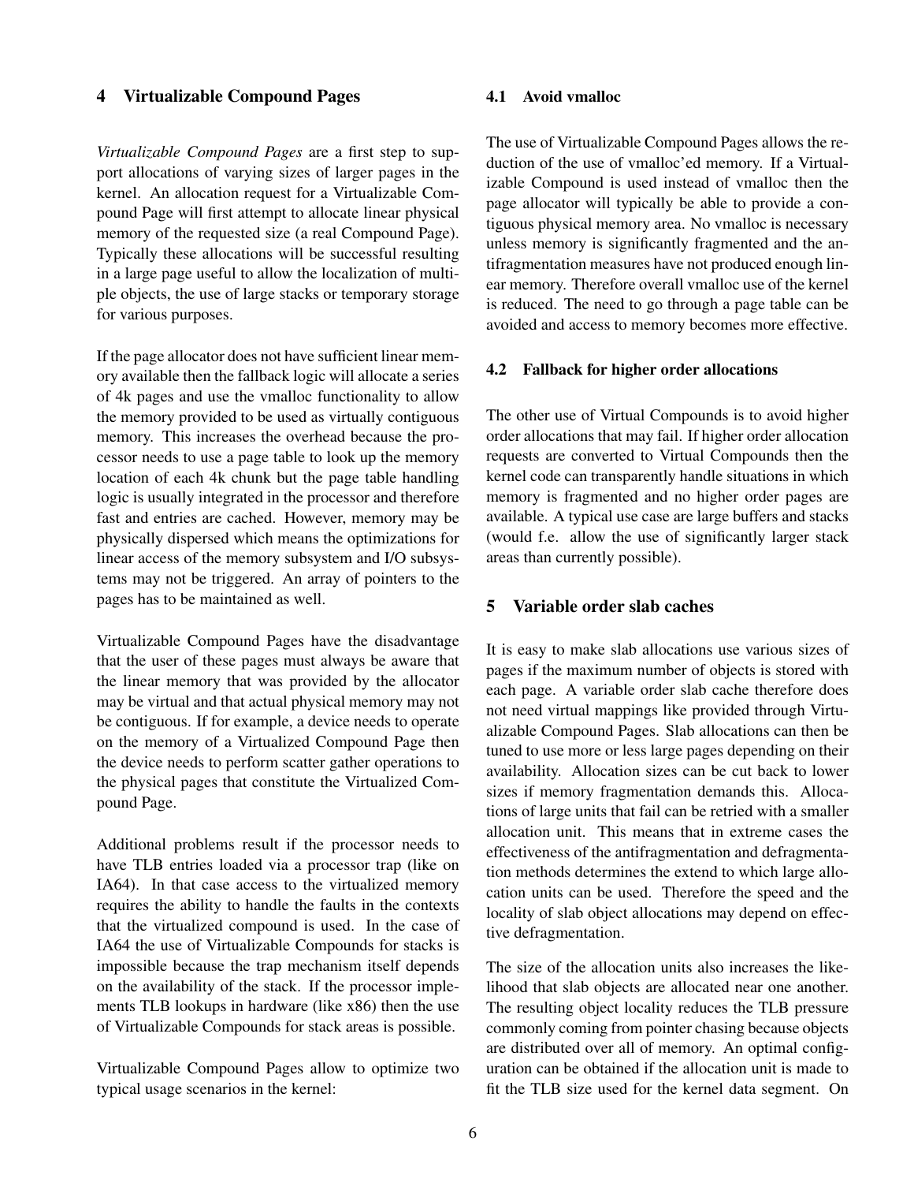## 4 Virtualizable Compound Pages

*Virtualizable Compound Pages* are a first step to support allocations of varying sizes of larger pages in the kernel. An allocation request for a Virtualizable Compound Page will first attempt to allocate linear physical memory of the requested size (a real Compound Page). Typically these allocations will be successful resulting in a large page useful to allow the localization of multiple objects, the use of large stacks or temporary storage for various purposes.

If the page allocator does not have sufficient linear memory available then the fallback logic will allocate a series of 4k pages and use the vmalloc functionality to allow the memory provided to be used as virtually contiguous memory. This increases the overhead because the processor needs to use a page table to look up the memory location of each 4k chunk but the page table handling logic is usually integrated in the processor and therefore fast and entries are cached. However, memory may be physically dispersed which means the optimizations for linear access of the memory subsystem and I/O subsystems may not be triggered. An array of pointers to the pages has to be maintained as well.

Virtualizable Compound Pages have the disadvantage that the user of these pages must always be aware that the linear memory that was provided by the allocator may be virtual and that actual physical memory may not be contiguous. If for example, a device needs to operate on the memory of a Virtualized Compound Page then the device needs to perform scatter gather operations to the physical pages that constitute the Virtualized Compound Page.

Additional problems result if the processor needs to have TLB entries loaded via a processor trap (like on IA64). In that case access to the virtualized memory requires the ability to handle the faults in the contexts that the virtualized compound is used. In the case of IA64 the use of Virtualizable Compounds for stacks is impossible because the trap mechanism itself depends on the availability of the stack. If the processor implements TLB lookups in hardware (like x86) then the use of Virtualizable Compounds for stack areas is possible.

Virtualizable Compound Pages allow to optimize two typical usage scenarios in the kernel:

### 4.1 Avoid vmalloc

The use of Virtualizable Compound Pages allows the reduction of the use of vmalloc'ed memory. If a Virtualizable Compound is used instead of vmalloc then the page allocator will typically be able to provide a contiguous physical memory area. No vmalloc is necessary unless memory is significantly fragmented and the antifragmentation measures have not produced enough linear memory. Therefore overall vmalloc use of the kernel is reduced. The need to go through a page table can be avoided and access to memory becomes more effective.

### 4.2 Fallback for higher order allocations

The other use of Virtual Compounds is to avoid higher order allocations that may fail. If higher order allocation requests are converted to Virtual Compounds then the kernel code can transparently handle situations in which memory is fragmented and no higher order pages are available. A typical use case are large buffers and stacks (would f.e. allow the use of significantly larger stack areas than currently possible).

## 5 Variable order slab caches

It is easy to make slab allocations use various sizes of pages if the maximum number of objects is stored with each page. A variable order slab cache therefore does not need virtual mappings like provided through Virtualizable Compound Pages. Slab allocations can then be tuned to use more or less large pages depending on their availability. Allocation sizes can be cut back to lower sizes if memory fragmentation demands this. Allocations of large units that fail can be retried with a smaller allocation unit. This means that in extreme cases the effectiveness of the antifragmentation and defragmentation methods determines the extend to which large allocation units can be used. Therefore the speed and the locality of slab object allocations may depend on effective defragmentation.

The size of the allocation units also increases the likelihood that slab objects are allocated near one another. The resulting object locality reduces the TLB pressure commonly coming from pointer chasing because objects are distributed over all of memory. An optimal configuration can be obtained if the allocation unit is made to fit the TLB size used for the kernel data segment. On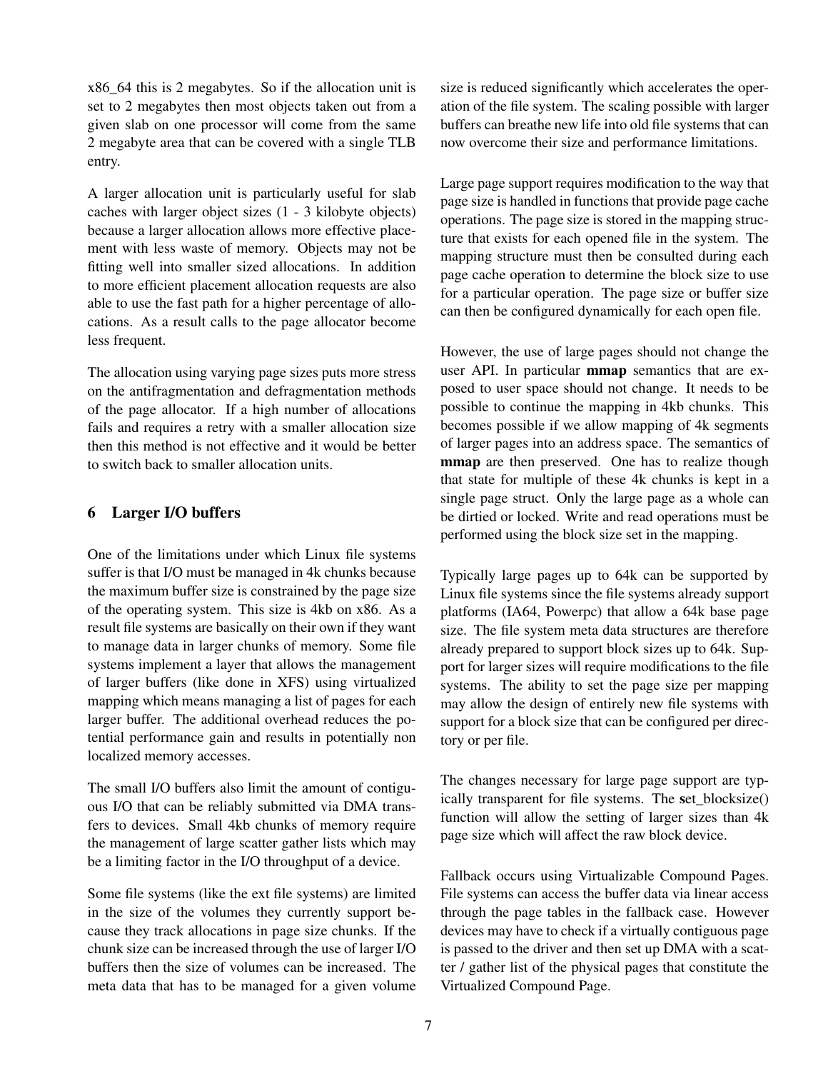x86_64 this is 2 megabytes. So if the allocation unit is set to 2 megabytes then most objects taken out from a given slab on one processor will come from the same 2 megabyte area that can be covered with a single TLB entry.

A larger allocation unit is particularly useful for slab caches with larger object sizes (1 - 3 kilobyte objects) because a larger allocation allows more effective placement with less waste of memory. Objects may not be fitting well into smaller sized allocations. In addition to more efficient placement allocation requests are also able to use the fast path for a higher percentage of allocations. As a result calls to the page allocator become less frequent.

The allocation using varying page sizes puts more stress on the antifragmentation and defragmentation methods of the page allocator. If a high number of allocations fails and requires a retry with a smaller allocation size then this method is not effective and it would be better to switch back to smaller allocation units.

## 6 Larger I/O buffers

One of the limitations under which Linux file systems suffer is that I/O must be managed in 4k chunks because the maximum buffer size is constrained by the page size of the operating system. This size is 4kb on x86. As a result file systems are basically on their own if they want to manage data in larger chunks of memory. Some file systems implement a layer that allows the management of larger buffers (like done in XFS) using virtualized mapping which means managing a list of pages for each larger buffer. The additional overhead reduces the potential performance gain and results in potentially non localized memory accesses.

The small I/O buffers also limit the amount of contiguous I/O that can be reliably submitted via DMA transfers to devices. Small 4kb chunks of memory require the management of large scatter gather lists which may be a limiting factor in the I/O throughput of a device.

Some file systems (like the ext file systems) are limited in the size of the volumes they currently support because they track allocations in page size chunks. If the chunk size can be increased through the use of larger I/O buffers then the size of volumes can be increased. The meta data that has to be managed for a given volume size is reduced significantly which accelerates the operation of the file system. The scaling possible with larger buffers can breathe new life into old file systems that can now overcome their size and performance limitations.

Large page support requires modification to the way that page size is handled in functions that provide page cache operations. The page size is stored in the mapping structure that exists for each opened file in the system. The mapping structure must then be consulted during each page cache operation to determine the block size to use for a particular operation. The page size or buffer size can then be configured dynamically for each open file.

However, the use of large pages should not change the user API. In particular **mmap** semantics that are exposed to user space should not change. It needs to be possible to continue the mapping in 4kb chunks. This becomes possible if we allow mapping of 4k segments of larger pages into an address space. The semantics of **mmap** are then preserved. One has to realize though that state for multiple of these 4k chunks is kept in a single page struct. Only the large page as a whole can be dirtied or locked. Write and read operations must be performed using the block size set in the mapping.

Typically large pages up to 64k can be supported by Linux file systems since the file systems already support platforms (IA64, Powerpc) that allow a 64k base page size. The file system meta data structures are therefore already prepared to support block sizes up to 64k. Support for larger sizes will require modifications to the file systems. The ability to set the page size per mapping may allow the design of entirely new file systems with support for a block size that can be configured per directory or per file.

The changes necessary for large page support are typically transparent for file systems. The **s**et_blocksize() function will allow the setting of larger sizes than 4k page size which will affect the raw block device.

Fallback occurs using Virtualizable Compound Pages. File systems can access the buffer data via linear access through the page tables in the fallback case. However devices may have to check if a virtually contiguous page is passed to the driver and then set up DMA with a scatter / gather list of the physical pages that constitute the Virtualized Compound Page.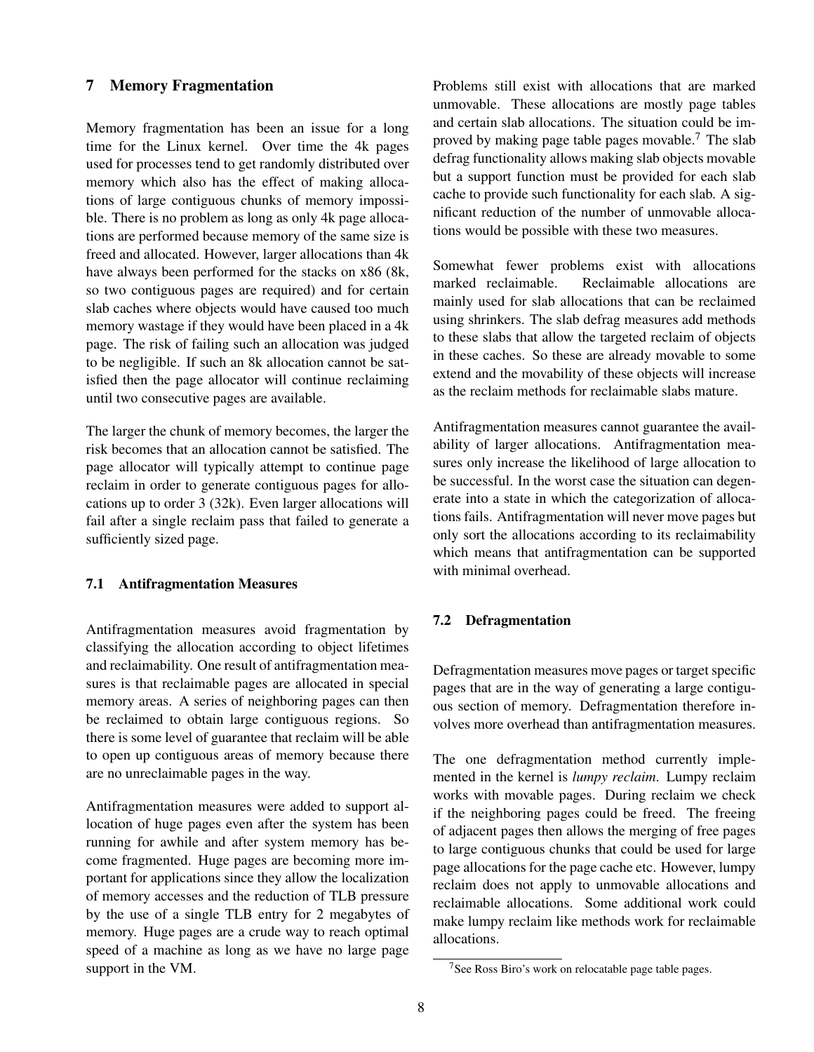## 7 Memory Fragmentation

Memory fragmentation has been an issue for a long time for the Linux kernel. Over time the 4k pages used for processes tend to get randomly distributed over memory which also has the effect of making allocations of large contiguous chunks of memory impossible. There is no problem as long as only 4k page allocations are performed because memory of the same size is freed and allocated. However, larger allocations than 4k have always been performed for the stacks on x86 (8k, so two contiguous pages are required) and for certain slab caches where objects would have caused too much memory wastage if they would have been placed in a 4k page. The risk of failing such an allocation was judged to be negligible. If such an 8k allocation cannot be satisfied then the page allocator will continue reclaiming until two consecutive pages are available.

The larger the chunk of memory becomes, the larger the risk becomes that an allocation cannot be satisfied. The page allocator will typically attempt to continue page reclaim in order to generate contiguous pages for allocations up to order 3 (32k). Even larger allocations will fail after a single reclaim pass that failed to generate a sufficiently sized page.

### 7.1 Antifragmentation Measures

Antifragmentation measures avoid fragmentation by classifying the allocation according to object lifetimes and reclaimability. One result of antifragmentation measures is that reclaimable pages are allocated in special memory areas. A series of neighboring pages can then be reclaimed to obtain large contiguous regions. So there is some level of guarantee that reclaim will be able to open up contiguous areas of memory because there are no unreclaimable pages in the way.

Antifragmentation measures were added to support allocation of huge pages even after the system has been running for awhile and after system memory has become fragmented. Huge pages are becoming more important for applications since they allow the localization of memory accesses and the reduction of TLB pressure by the use of a single TLB entry for 2 megabytes of memory. Huge pages are a crude way to reach optimal speed of a machine as long as we have no large page support in the VM.

Problems still exist with allocations that are marked unmovable. These allocations are mostly page tables and certain slab allocations. The situation could be improved by making page table pages movable.[7] The slab defrag functionality allows making slab objects movable but a support function must be provided for each slab cache to provide such functionality for each slab. A significant reduction of the number of unmovable allocations would be possible with these two measures.

Somewhat fewer problems exist with allocations marked reclaimable. Reclaimable allocations are mainly used for slab allocations that can be reclaimed using shrinkers. The slab defrag measures add methods to these slabs that allow the targeted reclaim of objects in these caches. So these are already movable to some extend and the movability of these objects will increase as the reclaim methods for reclaimable slabs mature.

Antifragmentation measures cannot guarantee the availability of larger allocations. Antifragmentation measures only increase the likelihood of large allocation to be successful. In the worst case the situation can degenerate into a state in which the categorization of allocations fails. Antifragmentation will never move pages but only sort the allocations according to its reclaimability which means that antifragmentation can be supported with minimal overhead.

### 7.2 Defragmentation

Defragmentation measures move pages or target specific pages that are in the way of generating a large contiguous section of memory. Defragmentation therefore involves more overhead than antifragmentation measures.

The one defragmentation method currently implemented in the kernel is *lumpy reclaim*. Lumpy reclaim works with movable pages. During reclaim we check if the neighboring pages could be freed. The freeing of adjacent pages then allows the merging of free pages to large contiguous chunks that could be used for large page allocations for the page cache etc. However, lumpy reclaim does not apply to unmovable allocations and reclaimable allocations. Some additional work could make lumpy reclaim like methods work for reclaimable allocations.

[7] See Ross Biro's work on relocatable page table pages.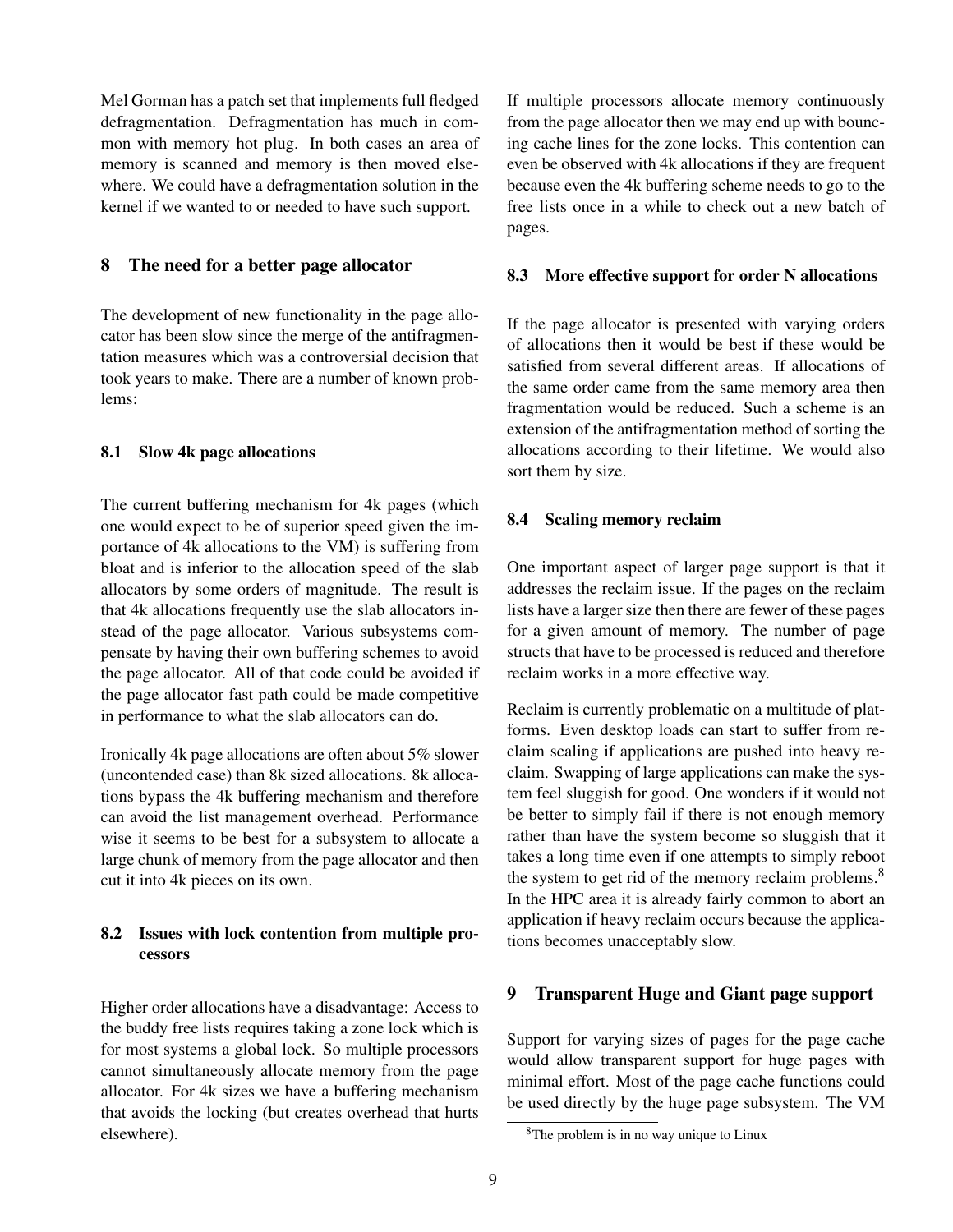Mel Gorman has a patch set that implements full fledged defragmentation. Defragmentation has much in common with memory hot plug. In both cases an area of memory is scanned and memory is then moved elsewhere. We could have a defragmentation solution in the kernel if we wanted to or needed to have such support.

## 8 The need for a better page allocator

The development of new functionality in the page allocator has been slow since the merge of the antifragmentation measures which was a controversial decision that took years to make. There are a number of known problems:

### 8.1 Slow 4k page allocations

The current buffering mechanism for 4k pages (which one would expect to be of superior speed given the importance of 4k allocations to the VM) is suffering from bloat and is inferior to the allocation speed of the slab allocators by some orders of magnitude. The result is that 4k allocations frequently use the slab allocators instead of the page allocator. Various subsystems compensate by having their own buffering schemes to avoid the page allocator. All of that code could be avoided if the page allocator fast path could be made competitive in performance to what the slab allocators can do.

Ironically 4k page allocations are often about 5% slower (uncontended case) than 8k sized allocations. 8k allocations bypass the 4k buffering mechanism and therefore can avoid the list management overhead. Performance wise it seems to be best for a subsystem to allocate a large chunk of memory from the page allocator and then cut it into 4k pieces on its own.

### 8.2 Issues with lock contention from multiple processors

Higher order allocations have a disadvantage: Access to the buddy free lists requires taking a zone lock which is for most systems a global lock. So multiple processors cannot simultaneously allocate memory from the page allocator. For 4k sizes we have a buffering mechanism that avoids the locking (but creates overhead that hurts elsewhere).

If multiple processors allocate memory continuously from the page allocator then we may end up with bouncing cache lines for the zone locks. This contention can even be observed with 4k allocations if they are frequent because even the 4k buffering scheme needs to go to the free lists once in a while to check out a new batch of pages.

### 8.3 More effective support for order N allocations

If the page allocator is presented with varying orders of allocations then it would be best if these would be satisfied from several different areas. If allocations of the same order came from the same memory area then fragmentation would be reduced. Such a scheme is an extension of the antifragmentation method of sorting the allocations according to their lifetime. We would also sort them by size.

### 8.4 Scaling memory reclaim

One important aspect of larger page support is that it addresses the reclaim issue. If the pages on the reclaim lists have a larger size then there are fewer of these pages for a given amount of memory. The number of page structs that have to be processed is reduced and therefore reclaim works in a more effective way.

Reclaim is currently problematic on a multitude of platforms. Even desktop loads can start to suffer from reclaim scaling if applications are pushed into heavy reclaim. Swapping of large applications can make the system feel sluggish for good. One wonders if it would not be better to simply fail if there is not enough memory rather than have the system become so sluggish that it takes a long time even if one attempts to simply reboot the system to get rid of the memory reclaim problems.[8] In the HPC area it is already fairly common to abort an application if heavy reclaim occurs because the applications becomes unacceptably slow.

## 9 Transparent Huge and Giant page support

Support for varying sizes of pages for the page cache would allow transparent support for huge pages with minimal effort. Most of the page cache functions could be used directly by the huge page subsystem. The VM

[8] The problem is in no way unique to Linux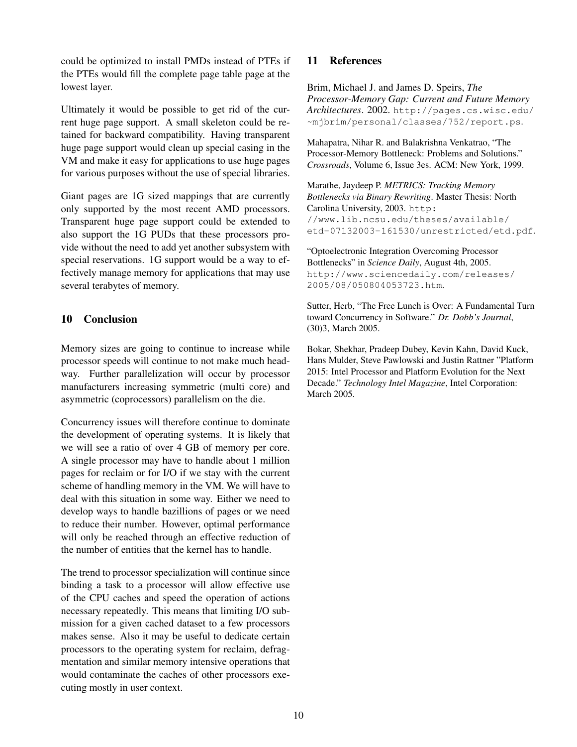could be optimized to install PMDs instead of PTEs if the PTEs would fill the complete page table page at the lowest layer.

Ultimately it would be possible to get rid of the current huge page support. A small skeleton could be retained for backward compatibility. Having transparent huge page support would clean up special casing in the VM and make it easy for applications to use huge pages for various purposes without the use of special libraries.

Giant pages are 1G sized mappings that are currently only supported by the most recent AMD processors. Transparent huge page support could be extended to also support the 1G PUDs that these processors provide without the need to add yet another subsystem with special reservations. 1G support would be a way to effectively manage memory for applications that may use several terabytes of memory.

## 10 Conclusion

Memory sizes are going to continue to increase while processor speeds will continue to not make much headway. Further parallelization will occur by processor manufacturers increasing symmetric (multi core) and asymmetric (coprocessors) parallelism on the die.

Concurrency issues will therefore continue to dominate the development of operating systems. It is likely that we will see a ratio of over 4 GB of memory per core. A single processor may have to handle about 1 million pages for reclaim or for I/O if we stay with the current scheme of handling memory in the VM. We will have to deal with this situation in some way. Either we need to develop ways to handle bazillions of pages or we need to reduce their number. However, optimal performance will only be reached through an effective reduction of the number of entities that the kernel has to handle.

The trend to processor specialization will continue since binding a task to a processor will allow effective use of the CPU caches and speed the operation of actions necessary repeatedly. This means that limiting I/O submission for a given cached dataset to a few processors makes sense. Also it may be useful to dedicate certain processors to the operating system for reclaim, defragmentation and similar memory intensive operations that would contaminate the caches of other processors executing mostly in user context.

## 11 References

Brim, Michael J. and James D. Speirs, *The Processor-Memory Gap: Current and Future Memory Architectures*. 2002. `http://pages.cs.wisc.edu/~mjbrim/personal/classes/752/report.ps`.

Mahapatra, Nihar R. and Balakrishna Venkatrao, "The Processor-Memory Bottleneck: Problems and Solutions." *Crossroads*, Volume 6, Issue 3es. ACM: New York, 1999.

Marathe, Jaydeep P. *METRICS: Tracking Memory Bottlenecks via Binary Rewriting*. Master Thesis: North Carolina University, 2003. `http://www.lib.ncsu.edu/theses/available/etd-07132003-161530/unrestricted/etd.pdf`.

"Optoelectronic Integration Overcoming Processor Bottlenecks" in *Science Daily*, August 4th, 2005. `http://www.sciencedaily.com/releases/2005/08/050804053723.htm`.

Sutter, Herb, "The Free Lunch is Over: A Fundamental Turn toward Concurrency in Software." *Dr. Dobb's Journal*, (30)3, March 2005.

Bokar, Shekhar, Pradeep Dubey, Kevin Kahn, David Kuck, Hans Mulder, Steve Pawlowski and Justin Rattner "Platform 2015: Intel Processor and Platform Evolution for the Next Decade." *Technology Intel Magazine*, Intel Corporation: March 2005.